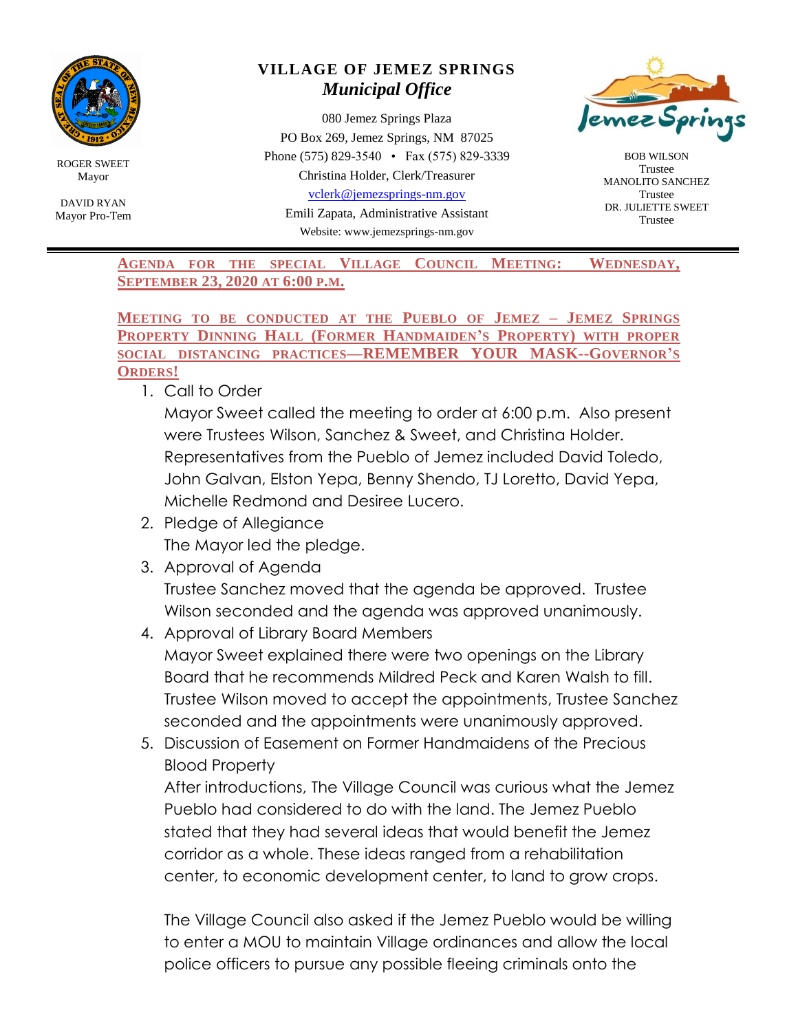ROGER SWEET
Mayor

DAVID RYAN
Mayor Pro-Tem

# VILLAGE OF JEMEZ SPRINGS
## *Municipal Office*

080 Jemez Springs Plaza
PO Box 269, Jemez Springs, NM 87025
Phone (575) 829-3540 • Fax (575) 829-3339
Christina Holder, Clerk/Treasurer
vclerk@jemezsprings-nm.gov
Emili Zapata, Administrative Assistant
Website: www.jemezsprings-nm.gov

BOB WILSON
Trustee
MANOLITO SANCHEZ
Trustee
DR. JULIETTE SWEET
Trustee

**AGENDA FOR THE SPECIAL VILLAGE COUNCIL MEETING: WEDNESDAY, SEPTEMBER 23, 2020 AT 6:00 P.M.**

**MEETING TO BE CONDUCTED AT THE PUEBLO OF JEMEZ – JEMEZ SPRINGS PROPERTY DINNING HALL (FORMER HANDMAIDEN'S PROPERTY) WITH PROPER SOCIAL DISTANCING PRACTICES—REMEMBER YOUR MASK--GOVERNOR'S ORDERS!**

1. Call to Order
   Mayor Sweet called the meeting to order at 6:00 p.m. Also present were Trustees Wilson, Sanchez & Sweet, and Christina Holder. Representatives from the Pueblo of Jemez included David Toledo, John Galvan, Elston Yepa, Benny Shendo, TJ Loretto, David Yepa, Michelle Redmond and Desiree Lucero.
2. Pledge of Allegiance
   The Mayor led the pledge.
3. Approval of Agenda
   Trustee Sanchez moved that the agenda be approved. Trustee Wilson seconded and the agenda was approved unanimously.
4. Approval of Library Board Members
   Mayor Sweet explained there were two openings on the Library Board that he recommends Mildred Peck and Karen Walsh to fill. Trustee Wilson moved to accept the appointments, Trustee Sanchez seconded and the appointments were unanimously approved.
5. Discussion of Easement on Former Handmaidens of the Precious Blood Property
   After introductions, The Village Council was curious what the Jemez Pueblo had considered to do with the land. The Jemez Pueblo stated that they had several ideas that would benefit the Jemez corridor as a whole. These ideas ranged from a rehabilitation center, to economic development center, to land to grow crops.

   The Village Council also asked if the Jemez Pueblo would be willing to enter a MOU to maintain Village ordinances and allow the local police officers to pursue any possible fleeing criminals onto the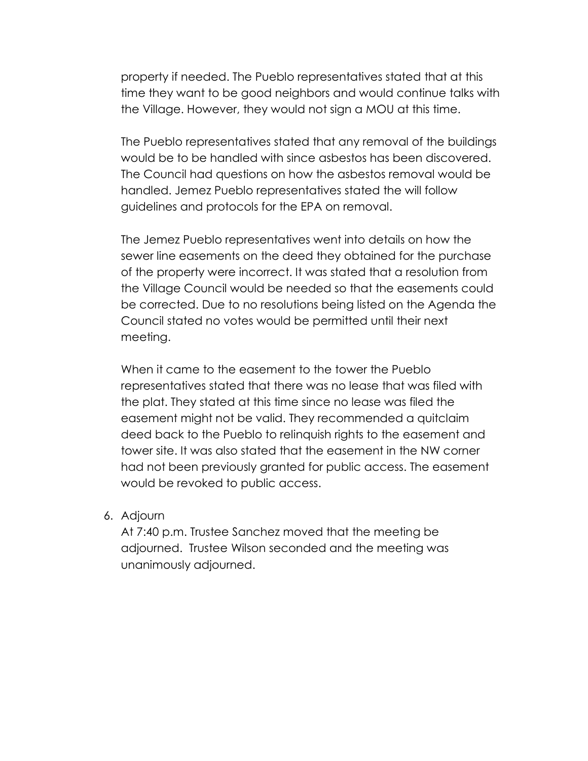property if needed. The Pueblo representatives stated that at this time they want to be good neighbors and would continue talks with the Village. However, they would not sign a MOU at this time.

The Pueblo representatives stated that any removal of the buildings would be to be handled with since asbestos has been discovered. The Council had questions on how the asbestos removal would be handled. Jemez Pueblo representatives stated the will follow guidelines and protocols for the EPA on removal.

The Jemez Pueblo representatives went into details on how the sewer line easements on the deed they obtained for the purchase of the property were incorrect. It was stated that a resolution from the Village Council would be needed so that the easements could be corrected. Due to no resolutions being listed on the Agenda the Council stated no votes would be permitted until their next meeting.

When it came to the easement to the tower the Pueblo representatives stated that there was no lease that was filed with the plat. They stated at this time since no lease was filed the easement might not be valid. They recommended a quitclaim deed back to the Pueblo to relinquish rights to the easement and tower site. It was also stated that the easement in the NW corner had not been previously granted for public access. The easement would be revoked to public access.

6. Adjourn
   At 7:40 p.m. Trustee Sanchez moved that the meeting be adjourned. Trustee Wilson seconded and the meeting was unanimously adjourned.